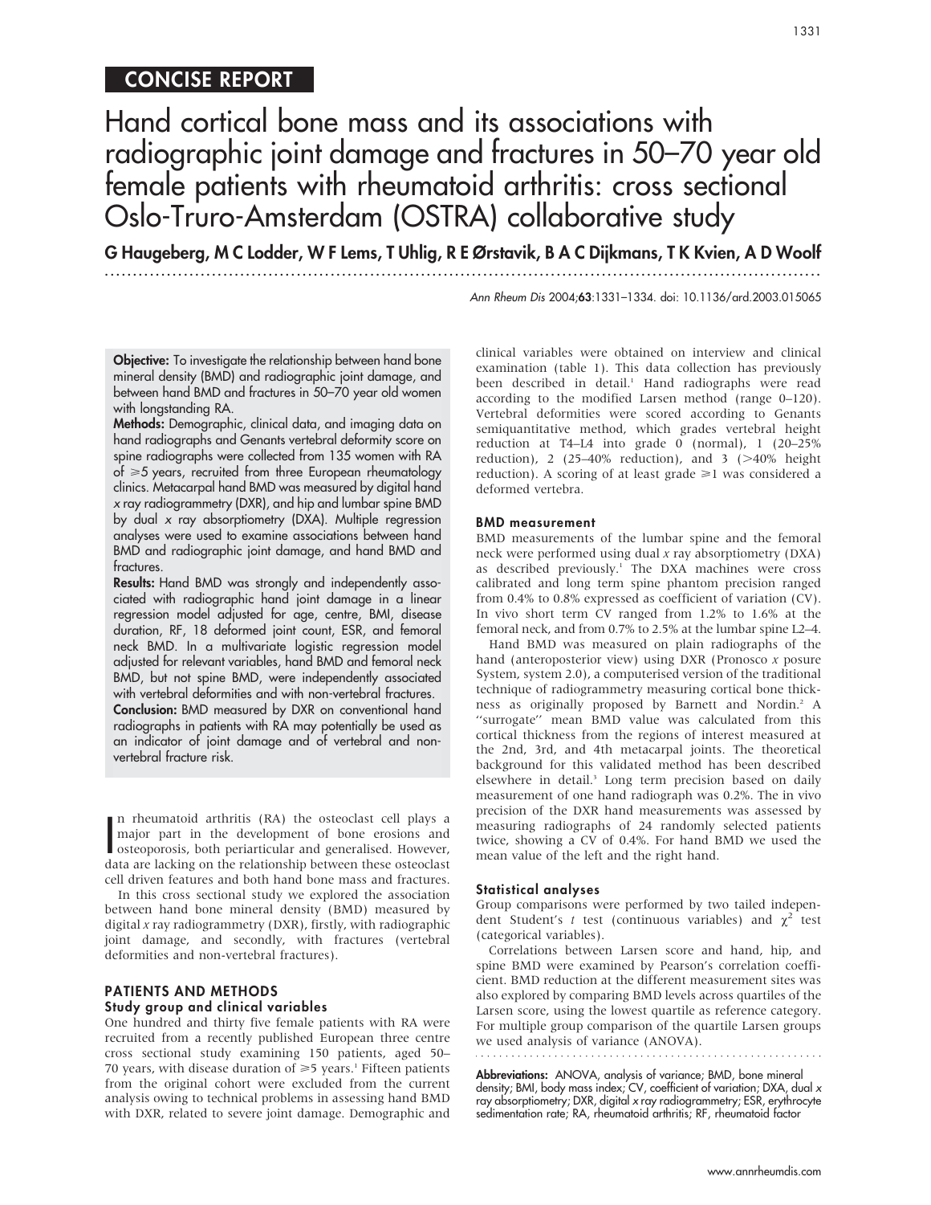CONCISE REPORT

# Hand cortical bone mass and its associations with radiographic joint damage and fractures in 50–70 year old female patients with rheumatoid arthritis: cross sectional Oslo-Truro-Amsterdam (OSTRA) collaborative study

**G Haugeberg, M C Lodder, W F Lems, T Uhlig, R E Ørstavik, B A C Dijkmans, T K Kvien, A D Woolf**

*Ann Rheum Dis* 2004;**63**:1331–1334. doi: 10.1136/ard.2003.015065

**Objective:** To investigate the relationship between hand bone mineral density (BMD) and radiographic joint damage, and between hand BMD and fractures in 50–70 year old women with longstanding RA.

**Methods:** Demographic, clinical data, and imaging data on hand radiographs and Genants vertebral deformity score on spine radiographs were collected from 135 women with RA of ≥5 years, recruited from three European rheumatology clinics. Metacarpal hand BMD was measured by digital hand *x* ray radiogrammetry (DXR), and hip and lumbar spine BMD by dual *x* ray absorptiometry (DXA). Multiple regression analyses were used to examine associations between hand BMD and radiographic joint damage, and hand BMD and fractures.

**Results:** Hand BMD was strongly and independently associated with radiographic hand joint damage in a linear regression model adjusted for age, centre, BMI, disease duration, RF, 18 deformed joint count, ESR, and femoral neck BMD. In a multivariate logistic regression model adjusted for relevant variables, hand BMD and femoral neck BMD, but not spine BMD, were independently associated with vertebral deformities and with non-vertebral fractures.

**Conclusion:** BMD measured by DXR on conventional hand radiographs in patients with RA may potentially be used as an indicator of joint damage and of vertebral and non-vertebral fracture risk.

In rheumatoid arthritis (RA) the osteoclast cell plays a major part in the development of bone erosions and osteoporosis, both periarticular and generalised. However, data are lacking on the relationship between these osteoclast cell driven features and both hand bone mass and fractures.

In this cross sectional study we explored the association between hand bone mineral density (BMD) measured by digital *x* ray radiogrammetry (DXR), firstly, with radiographic joint damage, and secondly, with fractures (vertebral deformities and non-vertebral fractures).

## PATIENTS AND METHODS

### Study group and clinical variables

One hundred and thirty five female patients with RA were recruited from a recently published European three centre cross sectional study examining 150 patients, aged 50–70 years, with disease duration of ≥5 years.[1] Fifteen patients from the original cohort were excluded from the current analysis owing to technical problems in assessing hand BMD with DXR, related to severe joint damage. Demographic and clinical variables were obtained on interview and clinical examination (table 1). This data collection has previously been described in detail.[1] Hand radiographs were read according to the modified Larsen method (range 0–120). Vertebral deformities were scored according to Genants semiquantitative method, which grades vertebral height reduction at T4–L4 into grade 0 (normal), 1 (20–25% reduction), 2 (25–40% reduction), and 3 (>40% height reduction). A scoring of at least grade ≥1 was considered a deformed vertebra.

### BMD measurement

BMD measurements of the lumbar spine and the femoral neck were performed using dual *x* ray absorptiometry (DXA) as described previously.[1] The DXA machines were cross calibrated and long term spine phantom precision ranged from 0.4% to 0.8% expressed as coefficient of variation (CV). In vivo short term CV ranged from 1.2% to 1.6% at the femoral neck, and from 0.7% to 2.5% at the lumbar spine L2–4.

Hand BMD was measured on plain radiographs of the hand (anteroposterior view) using DXR (Pronosco *x* posure System, system 2.0), a computerised version of the traditional technique of radiogrammetry measuring cortical bone thickness as originally proposed by Barnett and Nordin.[2] A "surrogate" mean BMD value was calculated from this cortical thickness from the regions of interest measured at the 2nd, 3rd, and 4th metacarpal joints. The theoretical background for this validated method has been described elsewhere in detail.[3] Long term precision based on daily measurement of one hand radiograph was 0.2%. The in vivo precision of the DXR hand measurements was assessed by measuring radiographs of 24 randomly selected patients twice, showing a CV of 0.4%. For hand BMD we used the mean value of the left and the right hand.

### Statistical analyses

Group comparisons were performed by two tailed independent Student's *t* test (continuous variables) and $\chi^2$ test (categorical variables).

Correlations between Larsen score and hand, hip, and spine BMD were examined by Pearson's correlation coefficient. BMD reduction at the different measurement sites was also explored by comparing BMD levels across quartiles of the Larsen score, using the lowest quartile as reference category. For multiple group comparison of the quartile Larsen groups we used analysis of variance (ANOVA).

**Abbreviations:** ANOVA, analysis of variance; BMD, bone mineral density; BMI, body mass index; CV, coefficient of variation; DXA, dual *x* ray absorptiometry; DXR, digital *x* ray radiogrammetry; ESR, erythrocyte sedimentation rate; RA, rheumatoid arthritis; RF, rheumatoid factor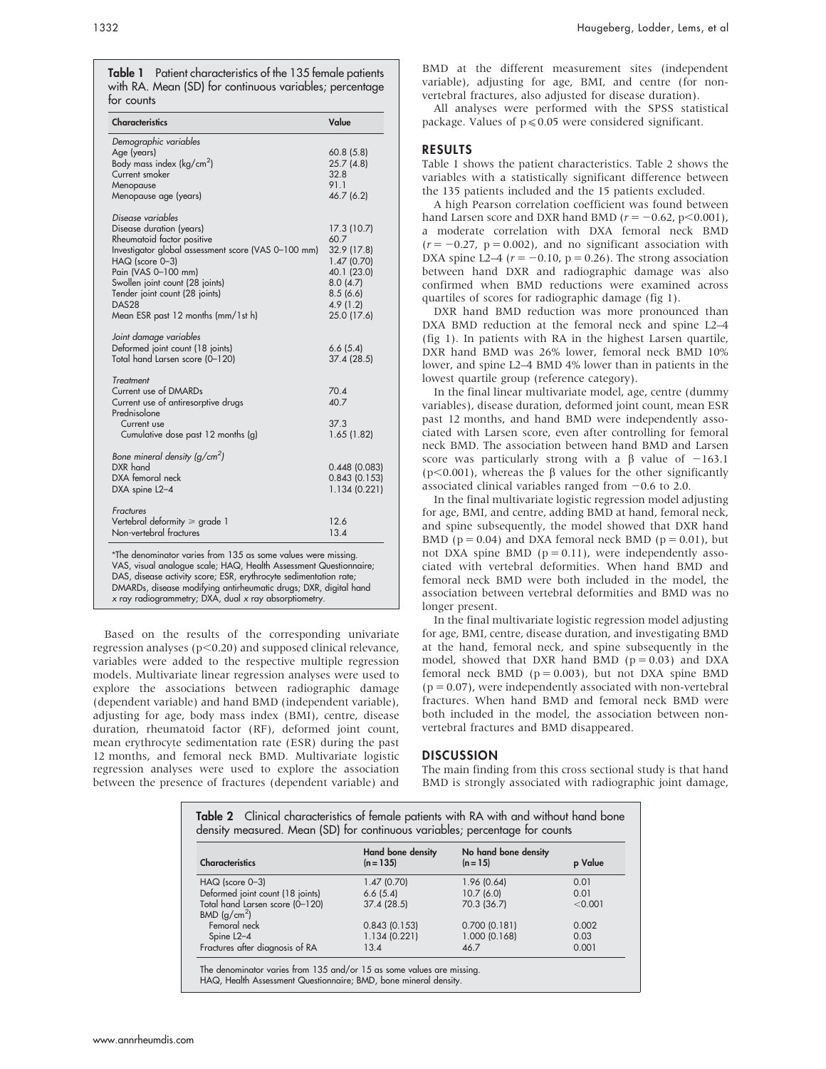**Table 1** Patient characteristics of the 135 female patients with RA. Mean (SD) for continuous variables; percentage for counts

| Characteristics | Value |
|---|---|
| *Demographic variables* | |
| Age (years) | 60.8 (5.8) |
| Body mass index (kg/cm$^2$) | 25.7 (4.8) |
| Current smoker | 32.8 |
| Menopause | 91.1 |
| Menopause age (years) | 46.7 (6.2) |
| *Disease variables* | |
| Disease duration (years) | 17.3 (10.7) |
| Rheumatoid factor positive | 60.7 |
| Investigator global assessment score (VAS 0–100 mm) | 32.9 (17.8) |
| HAQ (score 0–3) | 1.47 (0.70) |
| Pain (VAS 0–100 mm) | 40.1 (23.0) |
| Swollen joint count (28 joints) | 8.0 (4.7) |
| Tender joint count (28 joints) | 8.5 (6.6) |
| DAS28 | 4.9 (1.2) |
| Mean ESR past 12 months (mm/1st h) | 25.0 (17.6) |
| *Joint damage variables* | |
| Deformed joint count (18 joints) | 6.6 (5.4) |
| Total hand Larsen score (0–120) | 37.4 (28.5) |
| *Treatment* | |
| Current use of DMARDs | 70.4 |
| Current use of antiresorptive drugs | 40.7 |
| Prednisolone | |
| Current use | 37.3 |
| Cumulative dose past 12 months (g) | 1.65 (1.82) |
| *Bone mineral density (g/cm$^2$)* | |
| DXR hand | 0.448 (0.083) |
| DXA femoral neck | 0.843 (0.153) |
| DXA spine L2–4 | 1.134 (0.221) |
| *Fractures* | |
| Vertebral deformity ≥ grade 1 | 12.6 |
| Non-vertebral fractures | 13.4 |

*The denominator varies from 135 as some values were missing.
VAS, visual analogue scale; HAQ, Health Assessment Questionnaire; DAS, disease activity score; ESR, erythrocyte sedimentation rate; DMARDs, disease modifying antirheumatic drugs; DXR, digital hand x ray radiogrammetry; DXA, dual x ray absorptiometry.

Based on the results of the corresponding univariate regression analyses ($p<0.20$) and supposed clinical relevance, variables were added to the respective multiple regression models. Multivariate linear regression analyses were used to explore the associations between radiographic damage (dependent variable) and hand BMD (independent variable), adjusting for age, body mass index (BMI), centre, disease duration, rheumatoid factor (RF), deformed joint count, mean erythrocyte sedimentation rate (ESR) during the past 12 months, and femoral neck BMD. Multivariate logistic regression analyses were used to explore the association between the presence of fractures (dependent variable) and BMD at the different measurement sites (independent variable), adjusting for age, BMI, and centre (for non-vertebral fractures, also adjusted for disease duration).

All analyses were performed with the SPSS statistical package. Values of $p \leq 0.05$ were considered significant.

## RESULTS

Table 1 shows the patient characteristics. Table 2 shows the variables with a statistically significant difference between the 135 patients included and the 15 patients excluded.

A high Pearson correlation coefficient was found between hand Larsen score and DXR hand BMD ($r = -0.62$, $p<0.001$), a moderate correlation with DXA femoral neck BMD ($r = -0.27$, $p = 0.002$), and no significant association with DXA spine L2–4 ($r = -0.10$, $p = 0.26$). The strong association between hand DXR and radiographic damage was also confirmed when BMD reductions were examined across quartiles of scores for radiographic damage (fig 1).

DXR hand BMD reduction was more pronounced than DXA BMD reduction at the femoral neck and spine L2–4 (fig 1). In patients with RA in the highest Larsen quartile, DXR hand BMD was 26% lower, femoral neck BMD 10% lower, and spine L2–4 BMD 4% lower than in patients in the lowest quartile group (reference category).

In the final linear multivariate model, age, centre (dummy variables), disease duration, deformed joint count, mean ESR past 12 months, and hand BMD were independently associated with Larsen score, even after controlling for femoral neck BMD. The association between hand BMD and Larsen score was particularly strong with a β value of −163.1 ($p<0.001$), whereas the β values for the other significantly associated clinical variables ranged from −0.6 to 2.0.

In the final multivariate logistic regression model adjusting for age, BMI, and centre, adding BMD at hand, femoral neck, and spine subsequently, the model showed that DXR hand BMD ($p = 0.04$) and DXA femoral neck BMD ($p = 0.01$), but not DXA spine BMD ($p = 0.11$), were independently associated with vertebral deformities. When hand BMD and femoral neck BMD were both included in the model, the association between vertebral deformities and BMD was no longer present.

In the final multivariate logistic regression model adjusting for age, BMI, centre, disease duration, and investigating BMD at the hand, femoral neck, and spine subsequently in the model, showed that DXR hand BMD ($p = 0.03$) and DXA femoral neck BMD ($p = 0.003$), but not DXA spine BMD ($p = 0.07$), were independently associated with non-vertebral fractures. When hand BMD and femoral neck BMD were both included in the model, the association between non-vertebral fractures and BMD disappeared.

## DISCUSSION

The main finding from this cross sectional study is that hand BMD is strongly associated with radiographic joint damage,

**Table 2** Clinical characteristics of female patients with RA with and without hand bone density measured. Mean (SD) for continuous variables; percentage for counts

| Characteristics | Hand bone density (n = 135) | No hand bone density (n = 15) | p Value |
|---|---|---|---|
| HAQ (score 0–3) | 1.47 (0.70) | 1.96 (0.64) | 0.01 |
| Deformed joint count (18 joints) | 6.6 (5.4) | 10.7 (6.0) | 0.01 |
| Total hand Larsen score (0–120) | 37.4 (28.5) | 70.3 (36.7) | <0.001 |
| BMD (g/cm$^2$) | | | |
| Femoral neck | 0.843 (0.153) | 0.700 (0.181) | 0.002 |
| Spine L2–4 | 1.134 (0.221) | 1.000 (0.168) | 0.03 |
| Fractures after diagnosis of RA | 13.4 | 46.7 | 0.001 |

The denominator varies from 135 and/or 15 as some values are missing.
HAQ, Health Assessment Questionnaire; BMD, bone mineral density.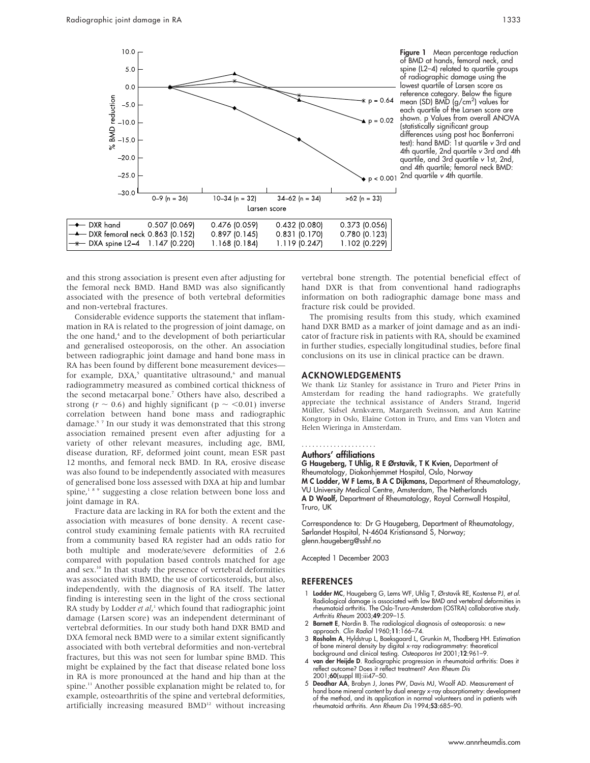| | 0–9 (n = 36) | 10–34 (n = 32) | 34–62 (n = 34) | >62 (n = 33) |
|---|---|---|---|---|
| DXR hand | 0.507 (0.069) | 0.476 (0.059) | 0.432 (0.080) | 0.373 (0.056) |
| DXR femoral neck | 0.863 (0.152) | 0.897 (0.145) | 0.831 (0.170) | 0.780 (0.123) |
| DXA spine L2–4 | 1.147 (0.220) | 1.168 (0.184) | 1.119 (0.247) | 1.102 (0.229) |

**Figure 1** Mean percentage reduction of BMD at hands, femoral neck, and spine (L2–4) related to quartile groups of radiographic damage using the lowest quartile of Larsen score as reference category. Below the figure mean (SD) BMD (g/cm$^2$) values for each quartile of the Larsen score are shown. p Values from overall ANOVA (statistically significant group differences using post hoc Bonferroni test): hand BMD: 1st quartile *v* 3rd and 4th quartile, 2nd quartile *v* 3rd and 4th quartile, and 3rd quartile *v* 1st, 2nd, and 4th quartile; femoral neck BMD: 2nd quartile *v* 4th quartile.

and this strong association is present even after adjusting for the femoral neck BMD. Hand BMD was also significantly associated with the presence of both vertebral deformities and non-vertebral fractures.

Considerable evidence supports the statement that inflammation in RA is related to the progression of joint damage, on the one hand,[4] and to the development of both periarticular and generalised osteoporosis, on the other. An association between radiographic joint damage and hand bone mass in RA has been found by different bone measurement devices—for example, DXA,[5] quantitative ultrasound,[6] and manual radiogrammetry measured as combined cortical thickness of the second metacarpal bone.[7] Others have also, described a strong ($r \sim 0.6$) and highly significant ($p \sim <0.01$) inverse correlation between hand bone mass and radiographic damage.[5 7] In our study it was demonstrated that this strong association remained present even after adjusting for a variety of other relevant measures, including age, BMI, disease duration, RF, deformed joint count, mean ESR past 12 months, and femoral neck BMD. In RA, erosive disease was also found to be independently associated with measures of generalised bone loss assessed with DXA at hip and lumbar spine,[1 8 9] suggesting a close relation between bone loss and joint damage in RA.

Fracture data are lacking in RA for both the extent and the association with measures of bone density. A recent case-control study examining female patients with RA recruited from a community based RA register had an odds ratio for both multiple and moderate/severe deformities of 2.6 compared with population based controls matched for age and sex.[10] In that study the presence of vertebral deformities was associated with BMD, the use of corticosteroids, but also, independently, with the diagnosis of RA itself. The latter finding is interesting seen in the light of the cross sectional RA study by Lodder *et al*,[1] which found that radiographic joint damage (Larsen score) was an independent determinant of vertebral deformities. In our study both hand DXR BMD and DXA femoral neck BMD were to a similar extent significantly associated with both vertebral deformities and non-vertebral fractures, but this was not seen for lumbar spine BMD. This might be explained by the fact that disease related bone loss in RA is more pronounced at the hand and hip than at the spine.[11] Another possible explanation might be related to, for example, osteoarthritis of the spine and vertebral deformities, artificially increasing measured BMD[12] without increasing vertebral bone strength. The potential beneficial effect of hand DXR is that from conventional hand radiographs information on both radiographic damage bone mass and fracture risk could be provided.

The promising results from this study, which examined hand DXR BMD as a marker of joint damage and as an indicator of fracture risk in patients with RA, should be examined in further studies, especially longitudinal studies, before final conclusions on its use in clinical practice can be drawn.

## ACKNOWLEDGEMENTS

We thank Liz Stanley for assistance in Truro and Pieter Prins in Amsterdam for reading the hand radiographs. We gratefully appreciate the technical assistance of Anders Strand, Ingerid Müller, Sidsel Arnkværn, Margareth Sveinsson, and Ann Katrine Kongtorp in Oslo, Elaine Cotton in Truro, and Ems van Vloten and Helen Wieringa in Amsterdam.

### Authors' affiliations

**G Haugeberg, T Uhlig, R E Ørstavik, T K Kvien,** Department of Rheumatology, Diakonhjemmet Hospital, Oslo, Norway
**M C Lodder, W F Lems, B A C Dijkmans,** Department of Rheumatology, VU University Medical Centre, Amsterdam, The Netherlands
**A D Woolf,** Department of Rheumatology, Royal Cornwall Hospital, Truro, UK

Correspondence to: Dr G Haugeberg, Department of Rheumatology, Sørlandet Hospital, N-4604 Kristiansand S, Norway; glenn.haugeberg@sshf.no

Accepted 1 December 2003

## REFERENCES

1. **Lodder MC**, Haugeberg G, Lems WF, Uhlig T, Ørstavik RE, Kostense PJ, *et al*. Radiological damage is associated with low BMD and vertebral deformities in rheumatoid arthritis. The Oslo-Truro-Amsterdam (OSTRA) collaborative study. *Arthritis Rheum* 2003;**49**:209–15.
2. **Barnett E**, Nordin B. The radiological diagnosis of osteoporosis: a new approach. *Clin Radiol* 1960;**11**:166–74.
3. **Rosholm A**, Hyldstrup L, Baeksgaard L, Grunkin M, Thodberg HH. Estimation of bone mineral density by digital x-ray radiogrammetry: theoretical background and clinical testing. *Osteoporos Int* 2001;**12**:961–9.
4. **van der Heijde D**. Radiographic progression in rheumatoid arthritis: Does it reflect outcome? Does it reflect treatment? *Ann Rheum Dis* 2001;**60**(suppl III):iii47–50.
5. **Deodhar AA**, Brabyn J, Jones PW, Davis MJ, Woolf AD. Measurement of hand bone mineral content by dual energy x-ray absorptiometry: development of the method, and its application in normal volunteers and in patients with rheumatoid arthritis. *Ann Rheum Dis* 1994;**53**:685–90.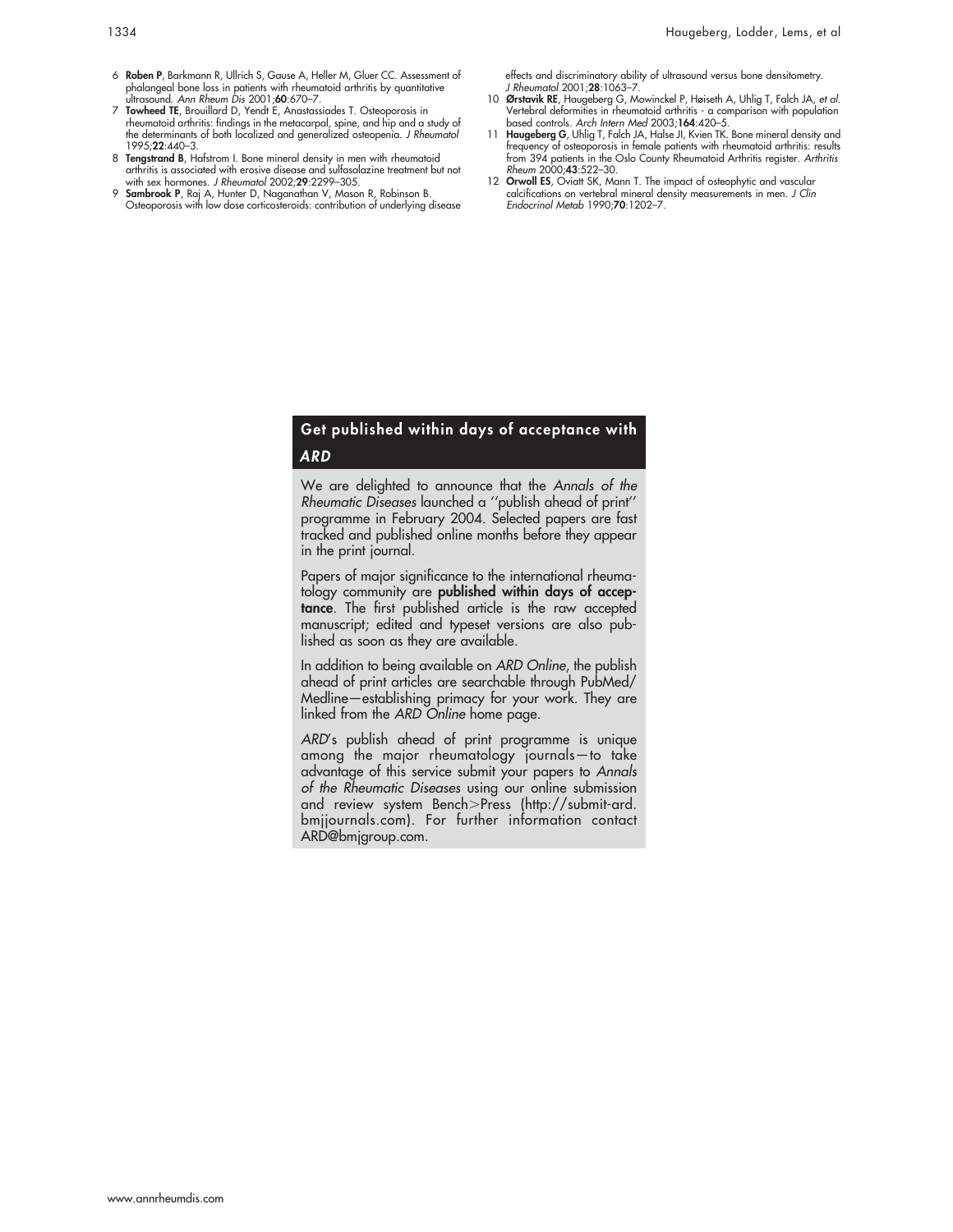6 **Roben P**, Barkmann R, Ullrich S, Gause A, Heller M, Gluer CC. Assessment of phalangeal bone loss in patients with rheumatoid arthritis by quantitative ultrasound. *Ann Rheum Dis* 2001;**60**:670–7.

7 **Towheed TE**, Brouillard D, Yendt E, Anastassiades T. Osteoporosis in rheumatoid arthritis: findings in the metacarpal, spine, and hip and a study of the determinants of both localized and generalized osteopenia. *J Rheumatol* 1995;**22**:440–3.

8 **Tengstrand B**, Hafstrom I. Bone mineral density in men with rheumatoid arthritis is associated with erosive disease and sulfasalazine treatment but not with sex hormones. *J Rheumatol* 2002;**29**:2299–305.

9 **Sambrook P**, Raj A, Hunter D, Naganathan V, Mason R, Robinson B. Osteoporosis with low dose corticosteroids: contribution of underlying disease effects and discriminatory ability of ultrasound versus bone densitometry. *J Rheumatol* 2001;**28**:1063–7.

10 **Ørstavik RE**, Haugeberg G, Mowinckel P, Høiseth A, Uhlig T, Falch JA, *et al*. Vertebral deformities in rheumatoid arthritis - a comparison with population based controls. *Arch Intern Med* 2003;**164**:420–5.

11 **Haugeberg G**, Uhlig T, Falch JA, Halse JI, Kvien TK. Bone mineral density and frequency of osteoporosis in female patients with rheumatoid arthritis: results from 394 patients in the Oslo County Rheumatoid Arthritis register. *Arthritis Rheum* 2000;**43**:522–30.

12 **Orwoll ES**, Oviatt SK, Mann T. The impact of osteophytic and vascular calcifications on vertebral mineral density measurements in men. *J Clin Endocrinol Metab* 1990;**70**:1202–7.

## Get published within days of acceptance with *ARD*

We are delighted to announce that the *Annals of the Rheumatic Diseases* launched a ''publish ahead of print'' programme in February 2004. Selected papers are fast tracked and published online months before they appear in the print journal.

Papers of major significance to the international rheumatology community are **published within days of acceptance**. The first published article is the raw accepted manuscript; edited and typeset versions are also published as soon as they are available.

In addition to being available on *ARD Online*, the publish ahead of print articles are searchable through PubMed/Medline—establishing primacy for your work. They are linked from the *ARD Online* home page.

*ARD*'s publish ahead of print programme is unique among the major rheumatology journals—to take advantage of this service submit your papers to *Annals of the Rheumatic Diseases* using our online submission and review system Bench>Press (http://submit-ard.bmjjournals.com). For further information contact ARD@bmjgroup.com.